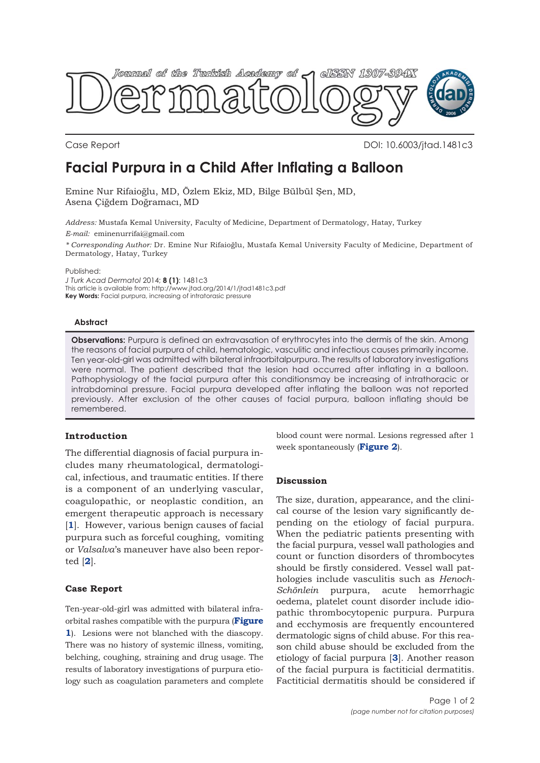Journal of the Turkish Academy of Dermatology eISSN 1307-394X

Case Report DOI: 10.6003/jtad.1481c3

# Facial Purpura in a Child After Inflating a Balloon

Emine Nur Rifaioğlu, MD, Özlem Ekiz, MD, Bilge Bülbül Şen, MD, Asena Çiğdem Doğramacı, MD

*Address:* Mustafa Kemal University, Faculty of Medicine, Department of Dermatology, Hatay, Turkey
*E-mail:* eminenurrifai@gmail.com

*\* Corresponding Author:* Dr. Emine Nur Rifaioğlu, Mustafa Kemal University Faculty of Medicine, Department of Dermatology, Hatay, Turkey

Published:
*J Turk Acad Dermatol* 2014; **8 (1)**: 1481c3
This article is available from: http://www.jtad.org/2014/1/jtad1481c3.pdf
**Key Words:** Facial purpura, increasing of intratorasic pressure

## Abstract

**Observations:** Purpura is defined an extravasation of erythrocytes into the dermis of the skin. Among the reasons of facial purpura of child, hematologic, vasculitic and infectious causes primarily income. Ten year-old-girl was admitted with bilateral infraorbitalpurpura. The results of laboratory investigations were normal. The patient described that the lesion had occurred after inflating in a balloon. Pathophysiology of the facial purpura after this conditionsmay be increasing of intrathoracic or intrabdominal pressure. Facial purpura developed after inflating the balloon was not reported previously. After exclusion of the other causes of facial purpura, balloon inflating should be remembered.

## Introduction

The differential diagnosis of facial purpura includes many rheumatological, dermatological, infectious, and traumatic entities. If there is a component of an underlying vascular, coagulopathic, or neoplastic condition, an emergent therapeutic approach is necessary [**1**]. However, various benign causes of facial purpura such as forceful coughing, vomiting or *Valsalva*'s maneuver have also been reported [**2**].

## Case Report

Ten-year-old-girl was admitted with bilateral infraorbital rashes compatible with the purpura (**Figure 1**). Lesions were not blanched with the diascopy. There was no history of systemic illness, vomiting, belching, coughing, straining and drug usage. The results of laboratory investigations of purpura etiology such as coagulation parameters and complete blood count were normal. Lesions regressed after 1 week spontaneously (**Figure 2**).

## Discussion

The size, duration, appearance, and the clinical course of the lesion vary significantly depending on the etiology of facial purpura. When the pediatric patients presenting with the facial purpura, vessel wall pathologies and count or function disorders of thrombocytes should be firstly considered. Vessel wall pathologies include vasculitis such as *Henoch-Schönlein* purpura, acute hemorrhagic oedema, platelet count disorder include idiopathic thrombocytopenic purpura. Purpura and ecchymosis are frequently encountered dermatologic signs of child abuse. For this reason child abuse should be excluded from the etiology of facial purpura [**3**]. Another reason of the facial purpura is factitial dermatitis. Factitial dermatitis should be considered if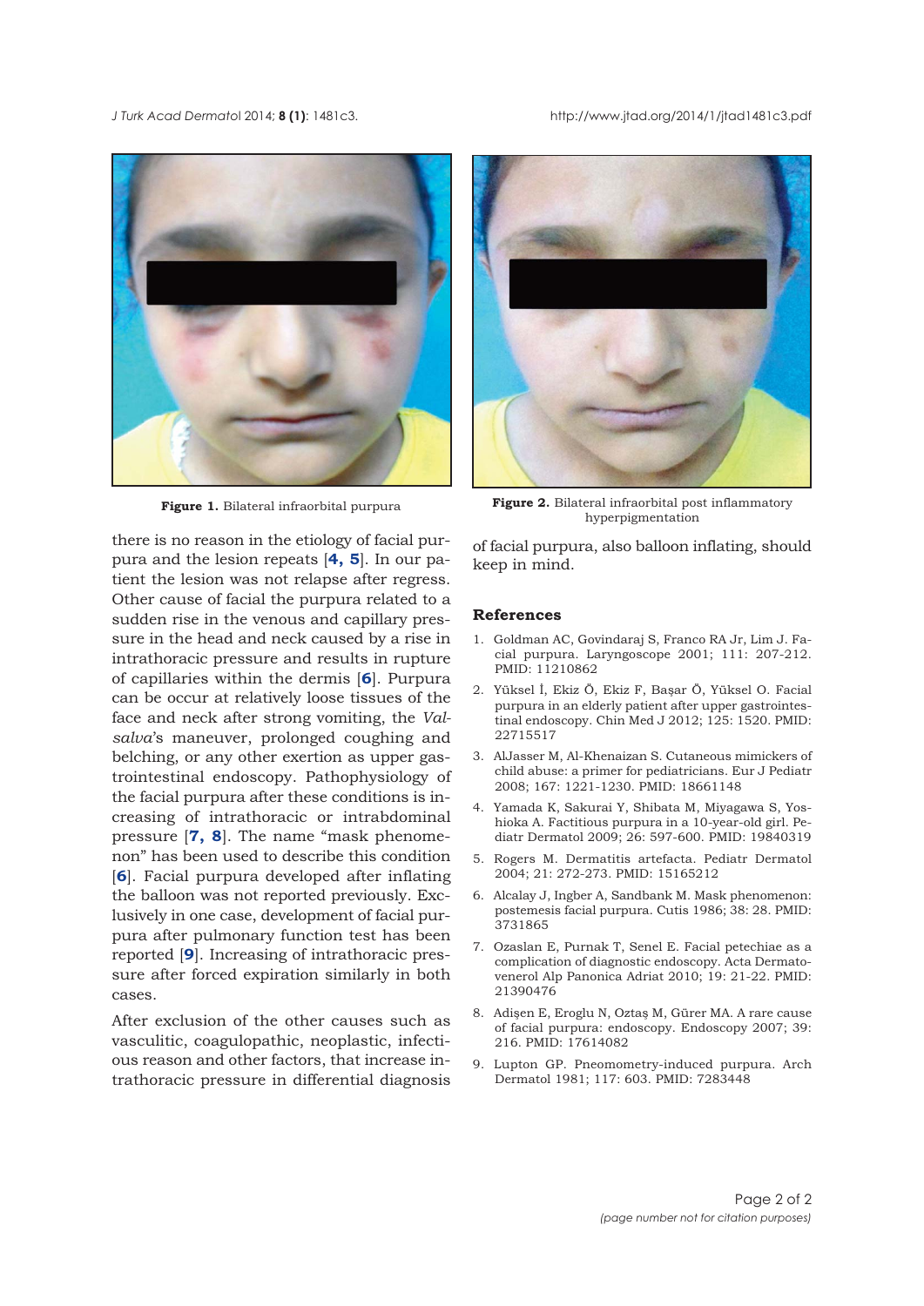**Figure 1.** Bilateral infraorbital purpura

**Figure 2.** Bilateral infraorbital post inflammatory hyperpigmentation

there is no reason in the etiology of facial purpura and the lesion repeats [4, 5]. In our patient the lesion was not relapse after regress. Other cause of facial the purpura related to a sudden rise in the venous and capillary pressure in the head and neck caused by a rise in intrathoracic pressure and results in rupture of capillaries within the dermis [6]. Purpura can be occur at relatively loose tissues of the face and neck after strong vomiting, the *Valsalva*'s maneuver, prolonged coughing and belching, or any other exertion as upper gastrointestinal endoscopy. Pathophysiology of the facial purpura after these conditions is increasing of intrathoracic or intrabdominal pressure [7, 8]. The name "mask phenomenon" has been used to describe this condition [6]. Facial purpura developed after inflating the balloon was not reported previously. Exclusively in one case, development of facial purpura after pulmonary function test has been reported [9]. Increasing of intrathoracic pressure after forced expiration similarly in both cases.

After exclusion of the other causes such as vasculitic, coagulopathic, neoplastic, infectious reason and other factors, that increase intrathoracic pressure in differential diagnosis of facial purpura, also balloon inflating, should keep in mind.

## References

1. Goldman AC, Govindaraj S, Franco RA Jr, Lim J. Facial purpura. Laryngoscope 2001; 111: 207-212. PMID: 11210862
2. Yüksel İ, Ekiz Ö, Ekiz F, Başar Ö, Yüksel O. Facial purpura in an elderly patient after upper gastrointestinal endoscopy. Chin Med J 2012; 125: 1520. PMID: 22715517
3. AlJasser M, Al-Khenaizan S. Cutaneous mimickers of child abuse: a primer for pediatricians. Eur J Pediatr 2008; 167: 1221-1230. PMID: 18661148
4. Yamada K, Sakurai Y, Shibata M, Miyagawa S, Yoshioka A. Factitious purpura in a 10-year-old girl. Pediatr Dermatol 2009; 26: 597-600. PMID: 19840319
5. Rogers M. Dermatitis artefacta. Pediatr Dermatol 2004; 21: 272-273. PMID: 15165212
6. Alcalay J, Ingber A, Sandbank M. Mask phenomenon: postemesis facial purpura. Cutis 1986; 38: 28. PMID: 3731865
7. Ozaslan E, Purnak T, Senel E. Facial petechiae as a complication of diagnostic endoscopy. Acta Dermatovenerol Alp Panonica Adriat 2010; 19: 21-22. PMID: 21390476
8. Adişen E, Eroglu N, Oztaş M, Gürer MA. A rare cause of facial purpura: endoscopy. Endoscopy 2007; 39: 216. PMID: 17614082
9. Lupton GP. Pneomometry-induced purpura. Arch Dermatol 1981; 117: 603. PMID: 7283448